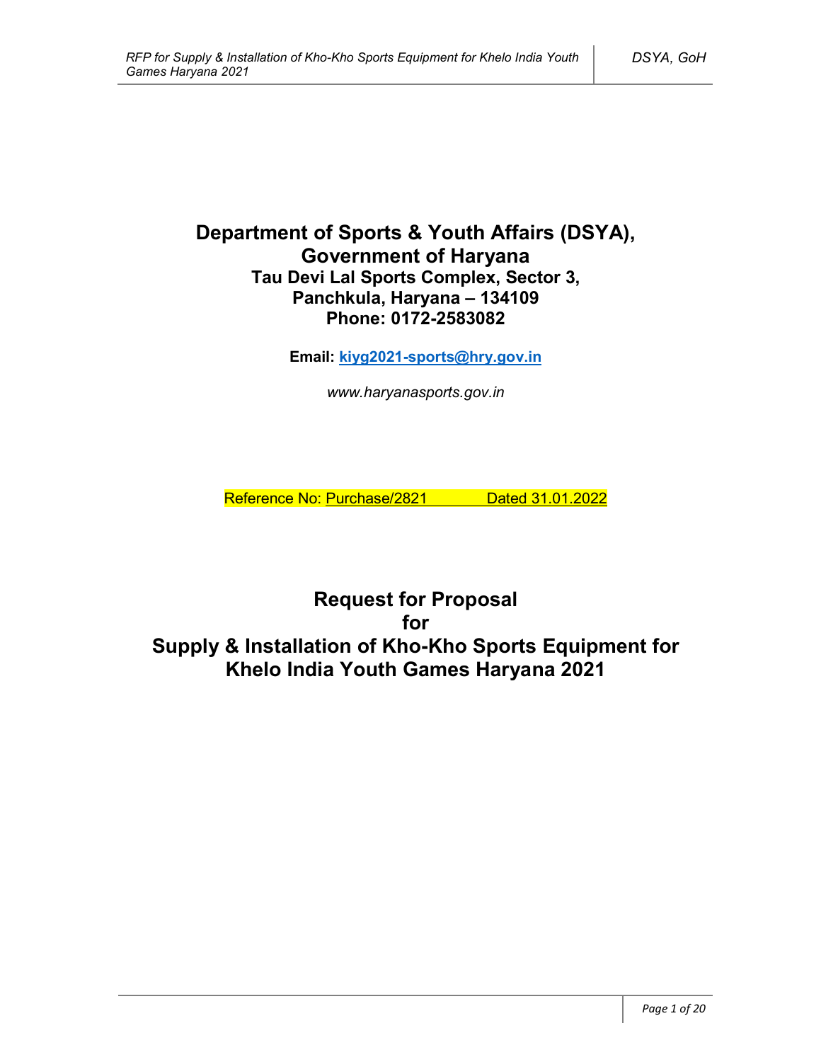# Department of Sports & Youth Affairs (DSYA), Government of Haryana

**Tau Devi Lal Sports Complex, Sector 3,**
**Panchkula, Haryana – 134109**
**Phone: 0172-2583082**

**Email: kiyg2021-sports@hry.gov.in**

*www.haryanasports.gov.in*

Reference No: Purchase/2821 Dated 31.01.2022

# Request for Proposal for Supply & Installation of Kho-Kho Sports Equipment for Khelo India Youth Games Haryana 2021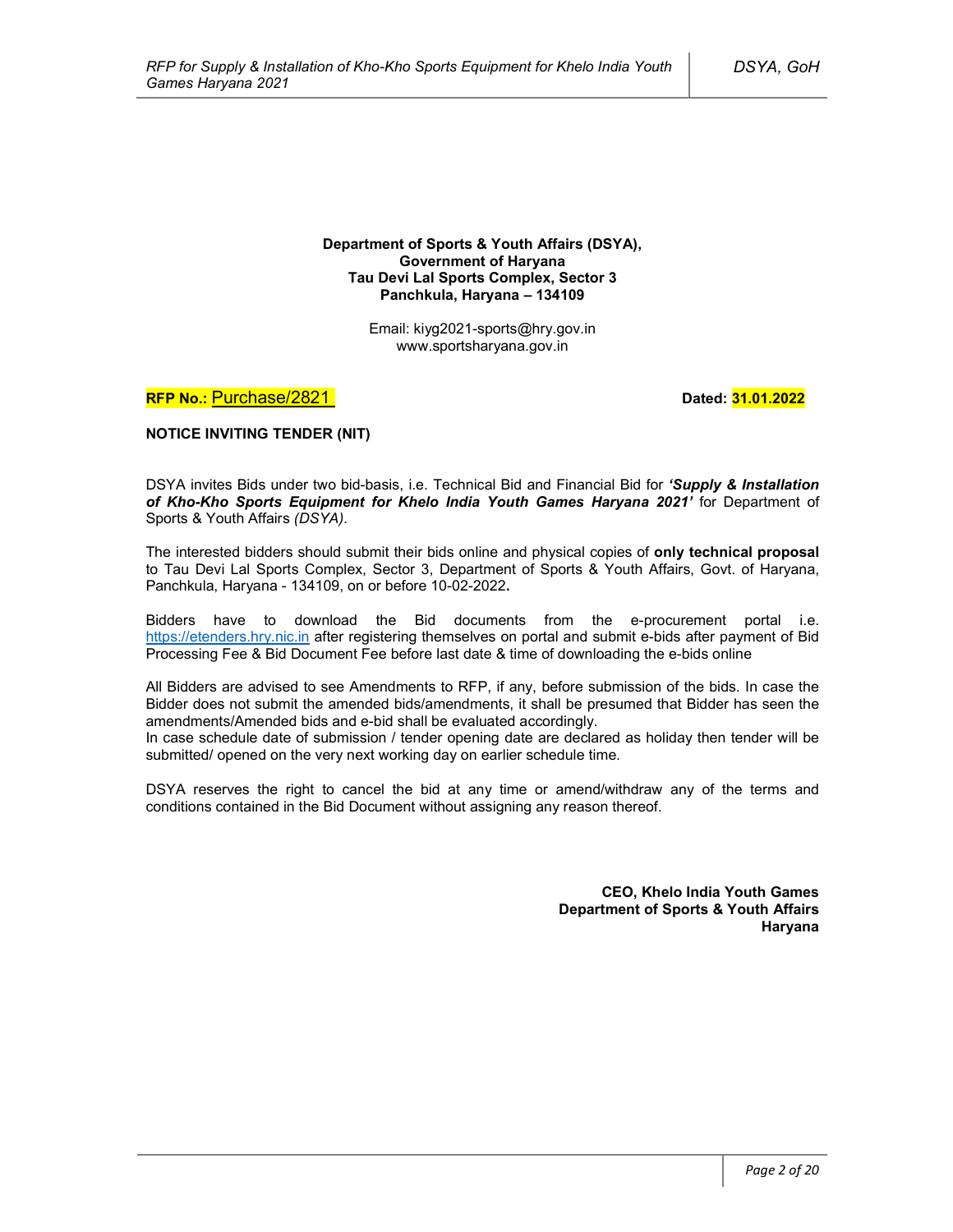**Department of Sports & Youth Affairs (DSYA),**
**Government of Haryana**
**Tau Devi Lal Sports Complex, Sector 3**
**Panchkula, Haryana – 134109**

Email: kiyg2021-sports@hry.gov.in
www.sportsharyana.gov.in

**RFP No.:** Purchase/2821 **Dated: 31.01.2022**

**NOTICE INVITING TENDER (NIT)**

DSYA invites Bids under two bid-basis, i.e. Technical Bid and Financial Bid for ***'Supply & Installation of Kho-Kho Sports Equipment for Khelo India Youth Games Haryana 2021'*** for Department of Sports & Youth Affairs *(DSYA)*.

The interested bidders should submit their bids online and physical copies of **only technical proposal** to Tau Devi Lal Sports Complex, Sector 3, Department of Sports & Youth Affairs, Govt. of Haryana, Panchkula, Haryana - 134109, on or before 10-02-2022**.**

Bidders have to download the Bid documents from the e-procurement portal i.e. https://etenders.hry.nic.in after registering themselves on portal and submit e-bids after payment of Bid Processing Fee & Bid Document Fee before last date & time of downloading the e-bids online

All Bidders are advised to see Amendments to RFP, if any, before submission of the bids. In case the Bidder does not submit the amended bids/amendments, it shall be presumed that Bidder has seen the amendments/Amended bids and e-bid shall be evaluated accordingly.
In case schedule date of submission / tender opening date are declared as holiday then tender will be submitted/ opened on the very next working day on earlier schedule time.

DSYA reserves the right to cancel the bid at any time or amend/withdraw any of the terms and conditions contained in the Bid Document without assigning any reason thereof.

**CEO, Khelo India Youth Games**
**Department of Sports & Youth Affairs**
**Haryana**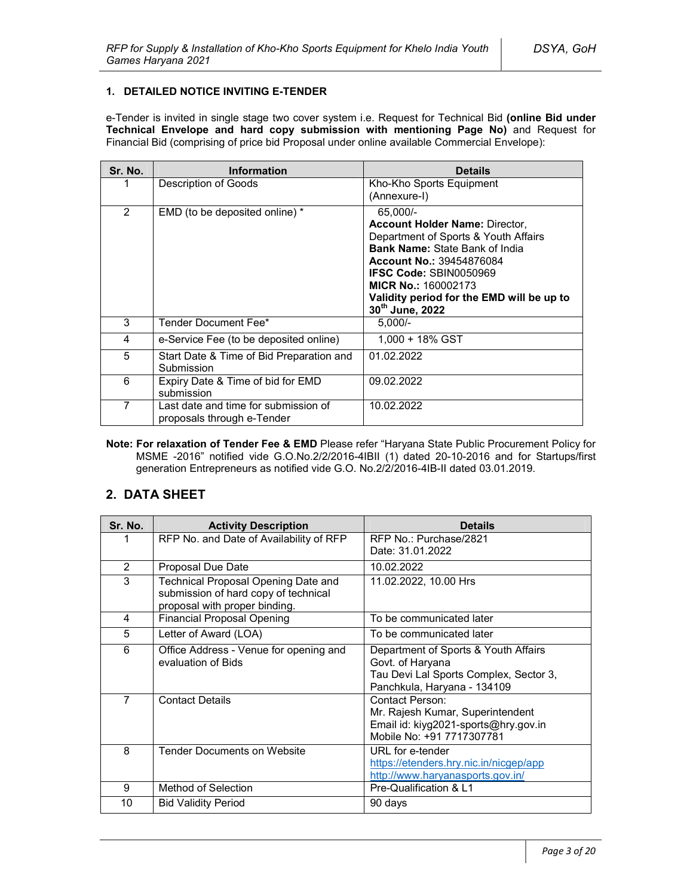### 1. DETAILED NOTICE INVITING E-TENDER

e-Tender is invited in single stage two cover system i.e. Request for Technical Bid **(online Bid under Technical Envelope and hard copy submission with mentioning Page No)** and Request for Financial Bid (comprising of price bid Proposal under online available Commercial Envelope):

| Sr. No. | Information | Details |
|---|---|---|
| 1 | Description of Goods | Kho-Kho Sports Equipment (Annexure-I) |
| 2 | EMD (to be deposited online) * | 65,000/-<br>**Account Holder Name:** Director, Department of Sports & Youth Affairs<br>**Bank Name:** State Bank of India<br>**Account No.:** 39454876084<br>**IFSC Code:** SBIN0050969<br>**MICR No.:** 160002173<br>**Validity period for the EMD will be up to 30th June, 2022** |
| 3 | Tender Document Fee* | 5,000/- |
| 4 | e-Service Fee (to be deposited online) | 1,000 + 18% GST |
| 5 | Start Date & Time of Bid Preparation and Submission | 01.02.2022 |
| 6 | Expiry Date & Time of bid for EMD submission | 09.02.2022 |
| 7 | Last date and time for submission of proposals through e-Tender | 10.02.2022 |

**Note: For relaxation of Tender Fee & EMD** Please refer "Haryana State Public Procurement Policy for MSME -2016" notified vide G.O.No.2/2/2016-4IBII (1) dated 20-10-2016 and for Startups/first generation Entrepreneurs as notified vide G.O. No.2/2/2016-4IB-II dated 03.01.2019.

## 2. DATA SHEET

| Sr. No. | Activity Description | Details |
|---|---|---|
| 1 | RFP No. and Date of Availability of RFP | RFP No.: Purchase/2821<br>Date: 31.01.2022 |
| 2 | Proposal Due Date | 10.02.2022 |
| 3 | Technical Proposal Opening Date and submission of hard copy of technical proposal with proper binding. | 11.02.2022, 10.00 Hrs |
| 4 | Financial Proposal Opening | To be communicated later |
| 5 | Letter of Award (LOA) | To be communicated later |
| 6 | Office Address - Venue for opening and evaluation of Bids | Department of Sports & Youth Affairs Govt. of Haryana<br>Tau Devi Lal Sports Complex, Sector 3, Panchkula, Haryana - 134109 |
| 7 | Contact Details | Contact Person:<br>Mr. Rajesh Kumar, Superintendent<br>Email id: kiyg2021-sports@hry.gov.in<br>Mobile No: +91 7717307781 |
| 8 | Tender Documents on Website | URL for e-tender<br>https://etenders.hry.nic.in/nicgep/app<br>http://www.haryanasports.gov.in/ |
| 9 | Method of Selection | Pre-Qualification & L1 |
| 10 | Bid Validity Period | 90 days |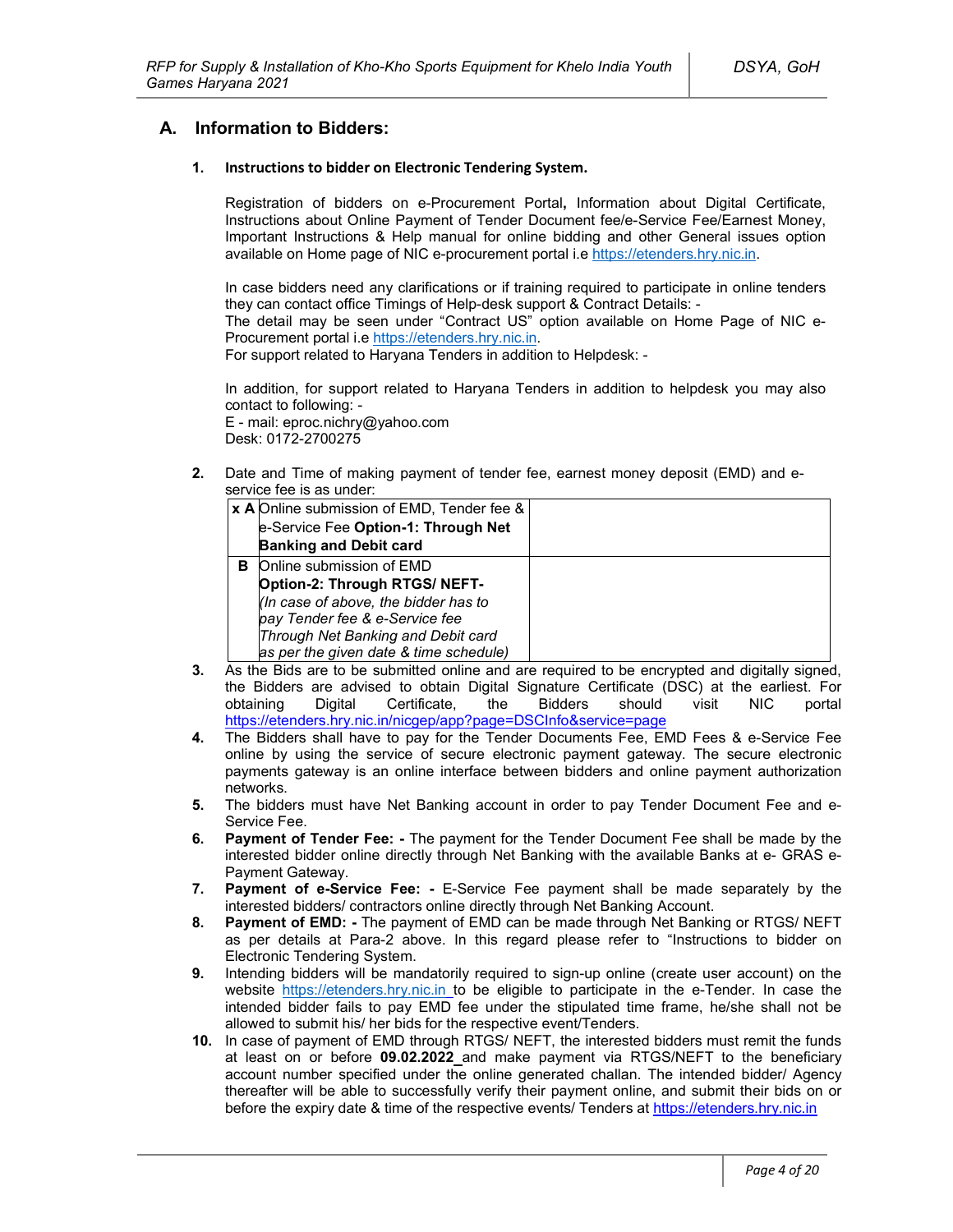## A. Information to Bidders:

### 1. Instructions to bidder on Electronic Tendering System.

Registration of bidders on e-Procurement Portal**,** Information about Digital Certificate, Instructions about Online Payment of Tender Document fee/e-Service Fee/Earnest Money, Important Instructions & Help manual for online bidding and other General issues option available on Home page of NIC e-procurement portal i.e https://etenders.hry.nic.in.

In case bidders need any clarifications or if training required to participate in online tenders they can contact office Timings of Help-desk support & Contract Details: -
The detail may be seen under "Contract US" option available on Home Page of NIC e-Procurement portal i.e https://etenders.hry.nic.in.
For support related to Haryana Tenders in addition to Helpdesk: -

In addition, for support related to Haryana Tenders in addition to helpdesk you may also contact to following: -
E - mail: eproc.nichry@yahoo.com
Desk: 0172-2700275

**2.** Date and Time of making payment of tender fee, earnest money deposit (EMD) and e-service fee is as under:

| | | |
|---|---|---|
| **x A** | Online submission of EMD, Tender fee & e-Service Fee **Option-1: Through Net Banking and Debit card** | |
| **B** | Online submission of EMD **Option-2: Through RTGS/ NEFT-** *(In case of above, the bidder has to pay Tender fee & e-Service fee Through Net Banking and Debit card as per the given date & time schedule)* | |

**3.** As the Bids are to be submitted online and are required to be encrypted and digitally signed, the Bidders are advised to obtain Digital Signature Certificate (DSC) at the earliest. For obtaining Digital Certificate, the Bidders should visit NIC portal https://etenders.hry.nic.in/nicgep/app?page=DSCInfo&service=page

**4.** The Bidders shall have to pay for the Tender Documents Fee, EMD Fees & e-Service Fee online by using the service of secure electronic payment gateway. The secure electronic payments gateway is an online interface between bidders and online payment authorization networks.

**5.** The bidders must have Net Banking account in order to pay Tender Document Fee and e-Service Fee.

**6.** **Payment of Tender Fee: -** The payment for the Tender Document Fee shall be made by the interested bidder online directly through Net Banking with the available Banks at e- GRAS e-Payment Gateway.

**7.** **Payment of e-Service Fee: -** E-Service Fee payment shall be made separately by the interested bidders/ contractors online directly through Net Banking Account.

**8.** **Payment of EMD: -** The payment of EMD can be made through Net Banking or RTGS/ NEFT as per details at Para-2 above. In this regard please refer to "Instructions to bidder on Electronic Tendering System.

**9.** Intending bidders will be mandatorily required to sign-up online (create user account) on the website https://etenders.hry.nic.in to be eligible to participate in the e-Tender. In case the intended bidder fails to pay EMD fee under the stipulated time frame, he/she shall not be allowed to submit his/ her bids for the respective event/Tenders.

**10.** In case of payment of EMD through RTGS/ NEFT, the interested bidders must remit the funds at least on or before **09.02.2022** and make payment via RTGS/NEFT to the beneficiary account number specified under the online generated challan. The intended bidder/ Agency thereafter will be able to successfully verify their payment online, and submit their bids on or before the expiry date & time of the respective events/ Tenders at https://etenders.hry.nic.in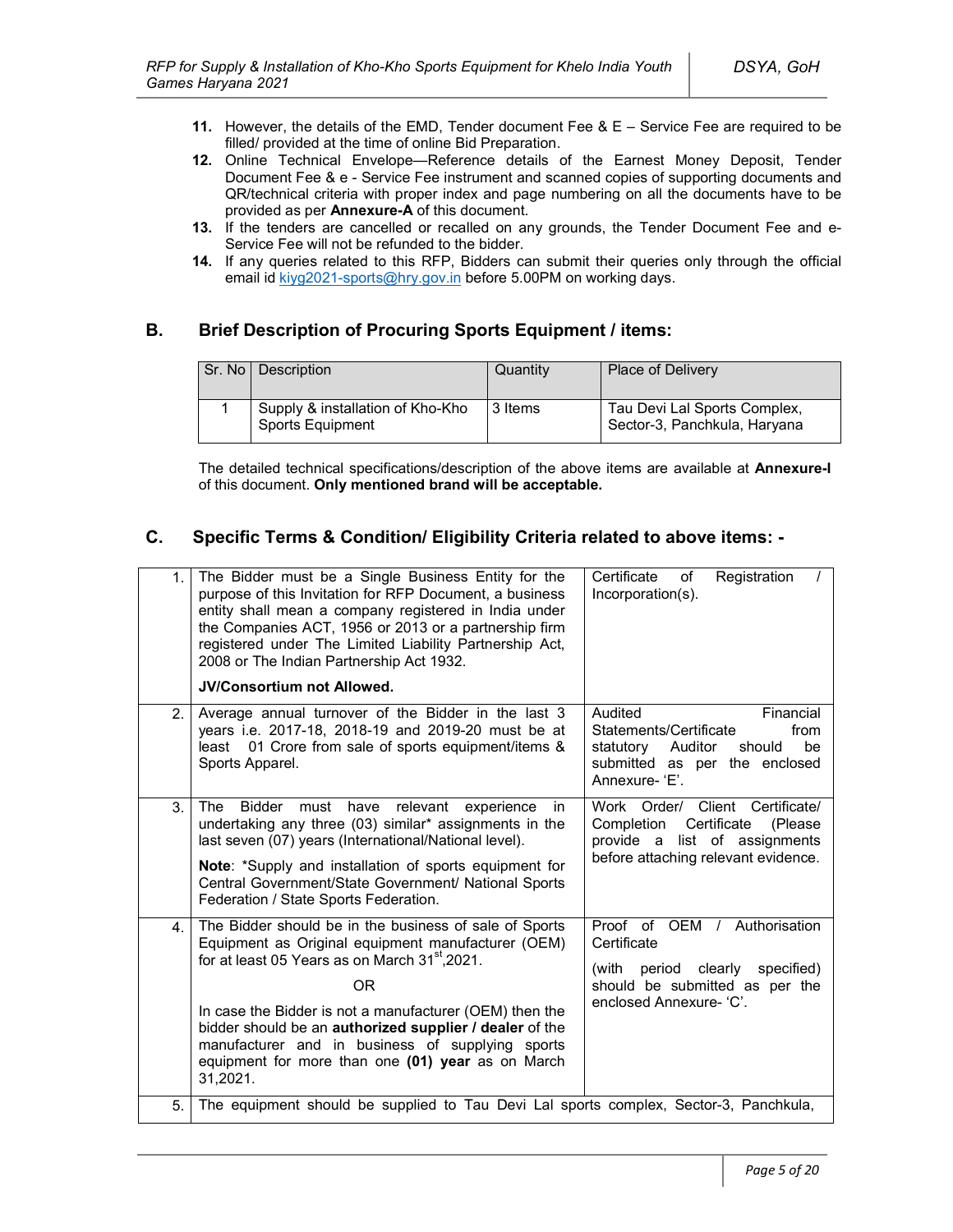11. However, the details of the EMD, Tender document Fee & E – Service Fee are required to be filled/ provided at the time of online Bid Preparation.
12. Online Technical Envelope—Reference details of the Earnest Money Deposit, Tender Document Fee & e - Service Fee instrument and scanned copies of supporting documents and QR/technical criteria with proper index and page numbering on all the documents have to be provided as per **Annexure-A** of this document.
13. If the tenders are cancelled or recalled on any grounds, the Tender Document Fee and e-Service Fee will not be refunded to the bidder.
14. If any queries related to this RFP, Bidders can submit their queries only through the official email id kiyg2021-sports@hry.gov.in before 5.00PM on working days.

## B. Brief Description of Procuring Sports Equipment / items:

| Sr. No | Description | Quantity | Place of Delivery |
|---|---|---|---|
| 1 | Supply & installation of Kho-Kho Sports Equipment | 3 Items | Tau Devi Lal Sports Complex, Sector-3, Panchkula, Haryana |

The detailed technical specifications/description of the above items are available at **Annexure-I** of this document. **Only mentioned brand will be acceptable.**

## C. Specific Terms & Condition/ Eligibility Criteria related to above items: -

| | | |
|---|---|---|
| 1. | The Bidder must be a Single Business Entity for the purpose of this Invitation for RFP Document, a business entity shall mean a company registered in India under the Companies ACT, 1956 or 2013 or a partnership firm registered under The Limited Liability Partnership Act, 2008 or The Indian Partnership Act 1932.<br><br>**JV/Consortium not Allowed.** | Certificate of Registration / Incorporation(s). |
| 2. | Average annual turnover of the Bidder in the last 3 years i.e. 2017-18, 2018-19 and 2019-20 must be at least 01 Crore from sale of sports equipment/items & Sports Apparel. | Audited Financial Statements/Certificate from statutory Auditor should be submitted as per the enclosed Annexure- 'E'. |
| 3. | The Bidder must have relevant experience in undertaking any three (03) similar* assignments in the last seven (07) years (International/National level).<br><br>**Note**: *Supply and installation of sports equipment for Central Government/State Government/ National Sports Federation / State Sports Federation. | Work Order/ Client Certificate/ Completion Certificate (Please provide a list of assignments before attaching relevant evidence. |
| 4. | The Bidder should be in the business of sale of Sports Equipment as Original equipment manufacturer (OEM) for at least 05 Years as on March 31st,2021.<br><br>OR<br><br>In case the Bidder is not a manufacturer (OEM) then the bidder should be an **authorized supplier / dealer** of the manufacturer and in business of supplying sports equipment for more than one **(01) year** as on March 31,2021. | Proof of OEM / Authorisation Certificate<br><br>(with period clearly specified) should be submitted as per the enclosed Annexure- 'C'. |
| 5. | The equipment should be supplied to Tau Devi Lal sports complex, Sector-3, Panchkula, | |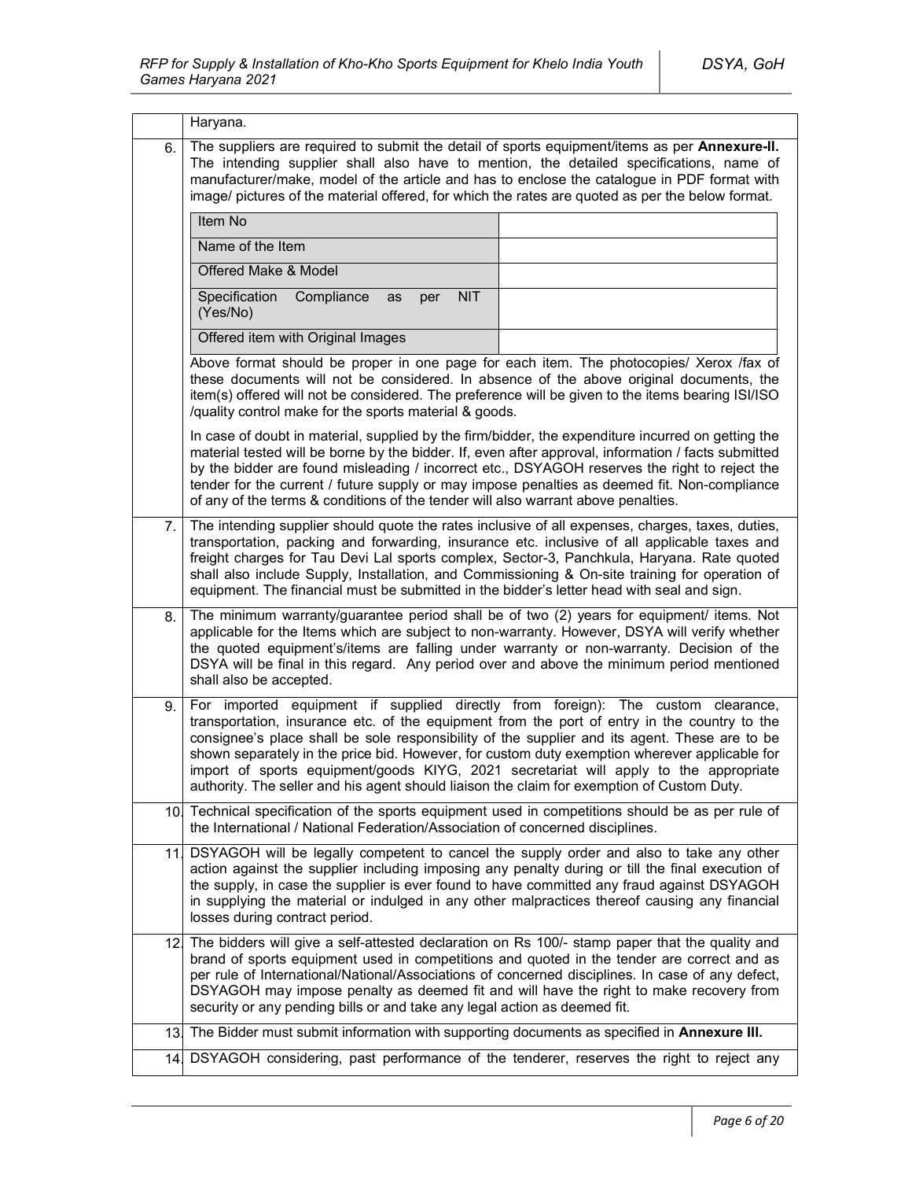|  | Haryana. |
|---|---|
| 6. | The suppliers are required to submit the detail of sports equipment/items as per **Annexure-II.** The intending supplier shall also have to mention, the detailed specifications, name of manufacturer/make, model of the article and has to enclose the catalogue in PDF format with image/ pictures of the material offered, for which the rates are quoted as per the below format. |

| Item No | |
|---|---|
| Name of the Item | |
| Offered Make & Model | |
| Specification Compliance as per NIT (Yes/No) | |
| Offered item with Original Images | |

Above format should be proper in one page for each item. The photocopies/ Xerox /fax of these documents will not be considered. In absence of the above original documents, the item(s) offered will not be considered. The preference will be given to the items bearing ISI/ISO /quality control make for the sports material & goods.

In case of doubt in material, supplied by the firm/bidder, the expenditure incurred on getting the material tested will be borne by the bidder. If, even after approval, information / facts submitted by the bidder are found misleading / incorrect etc., DSYAGOH reserves the right to reject the tender for the current / future supply or may impose penalties as deemed fit. Non-compliance of any of the terms & conditions of the tender will also warrant above penalties.

|  |  |
|---|---|
| 7. | The intending supplier should quote the rates inclusive of all expenses, charges, taxes, duties, transportation, packing and forwarding, insurance etc. inclusive of all applicable taxes and freight charges for Tau Devi Lal sports complex, Sector-3, Panchkula, Haryana. Rate quoted shall also include Supply, Installation, and Commissioning & On-site training for operation of equipment. The financial must be submitted in the bidder's letter head with seal and sign. |
| 8. | The minimum warranty/guarantee period shall be of two (2) years for equipment/ items. Not applicable for the Items which are subject to non-warranty. However, DSYA will verify whether the quoted equipment's/items are falling under warranty or non-warranty. Decision of the DSYA will be final in this regard. Any period over and above the minimum period mentioned shall also be accepted. |
| 9. | For imported equipment if supplied directly from foreign): The custom clearance, transportation, insurance etc. of the equipment from the port of entry in the country to the consignee's place shall be sole responsibility of the supplier and its agent. These are to be shown separately in the price bid. However, for custom duty exemption wherever applicable for import of sports equipment/goods KIYG, 2021 secretariat will apply to the appropriate authority. The seller and his agent should liaison the claim for exemption of Custom Duty. |
| 10. | Technical specification of the sports equipment used in competitions should be as per rule of the International / National Federation/Association of concerned disciplines. |
| 11. | DSYAGOH will be legally competent to cancel the supply order and also to take any other action against the supplier including imposing any penalty during or till the final execution of the supply, in case the supplier is ever found to have committed any fraud against DSYAGOH in supplying the material or indulged in any other malpractices thereof causing any financial losses during contract period. |
| 12. | The bidders will give a self-attested declaration on Rs 100/- stamp paper that the quality and brand of sports equipment used in competitions and quoted in the tender are correct and as per rule of International/National/Associations of concerned disciplines. In case of any defect, DSYAGOH may impose penalty as deemed fit and will have the right to make recovery from security or any pending bills or and take any legal action as deemed fit. |
| 13. | The Bidder must submit information with supporting documents as specified in **Annexure III.** |
| 14. | DSYAGOH considering, past performance of the tenderer, reserves the right to reject any |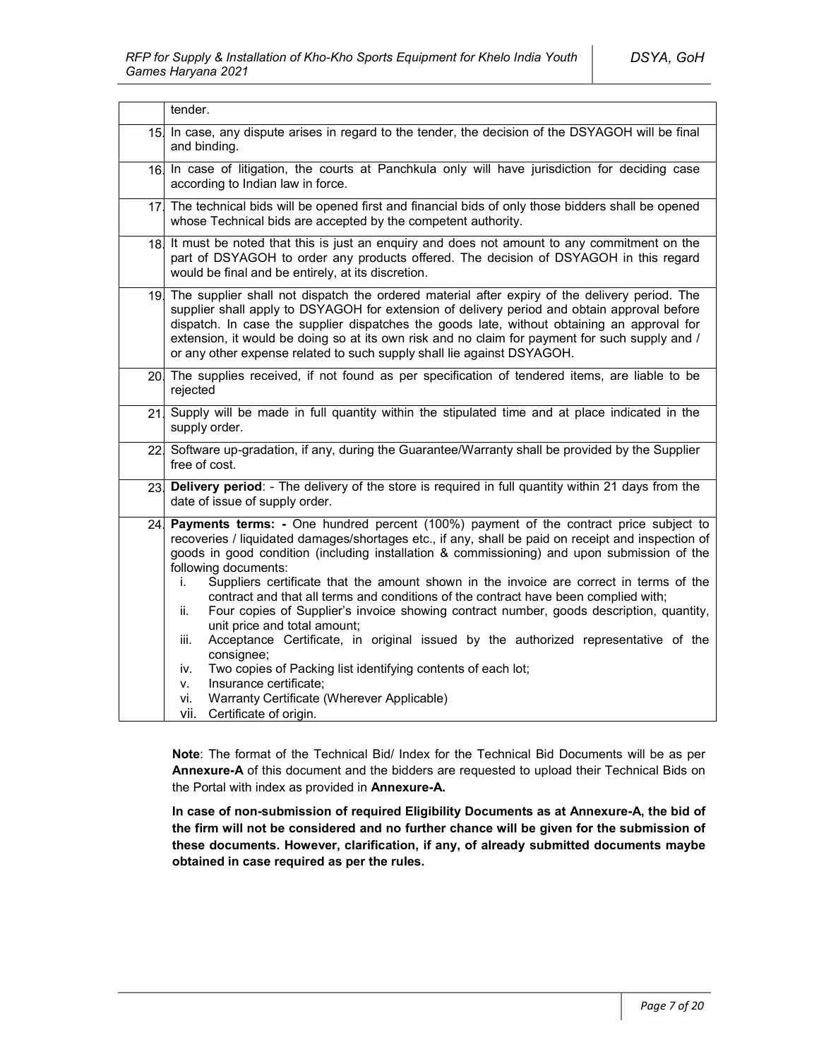|  |  |
| --- | --- |
|  | tender. |
| 15. | In case, any dispute arises in regard to the tender, the decision of the DSYAGOH will be final and binding. |
| 16. | In case of litigation, the courts at Panchkula only will have jurisdiction for deciding case according to Indian law in force. |
| 17. | The technical bids will be opened first and financial bids of only those bidders shall be opened whose Technical bids are accepted by the competent authority. |
| 18. | It must be noted that this is just an enquiry and does not amount to any commitment on the part of DSYAGOH to order any products offered. The decision of DSYAGOH in this regard would be final and be entirely, at its discretion. |
| 19. | The supplier shall not dispatch the ordered material after expiry of the delivery period. The supplier shall apply to DSYAGOH for extension of delivery period and obtain approval before dispatch. In case the supplier dispatches the goods late, without obtaining an approval for extension, it would be doing so at its own risk and no claim for payment for such supply and / or any other expense related to such supply shall lie against DSYAGOH. |
| 20. | The supplies received, if not found as per specification of tendered items, are liable to be rejected |
| 21. | Supply will be made in full quantity within the stipulated time and at place indicated in the supply order. |
| 22. | Software up-gradation, if any, during the Guarantee/Warranty shall be provided by the Supplier free of cost. |
| 23. | **Delivery period**: - The delivery of the store is required in full quantity within 21 days from the date of issue of supply order. |
| 24. | **Payments terms: -** One hundred percent (100%) payment of the contract price subject to recoveries / liquidated damages/shortages etc., if any, shall be paid on receipt and inspection of goods in good condition (including installation & commissioning) and upon submission of the following documents:<br>i. Suppliers certificate that the amount shown in the invoice are correct in terms of the contract and that all terms and conditions of the contract have been complied with;<br>ii. Four copies of Supplier's invoice showing contract number, goods description, quantity, unit price and total amount;<br>iii. Acceptance Certificate, in original issued by the authorized representative of the consignee;<br>iv. Two copies of Packing list identifying contents of each lot;<br>v. Insurance certificate;<br>vi. Warranty Certificate (Wherever Applicable)<br>vii. Certificate of origin. |

**Note**: The format of the Technical Bid/ Index for the Technical Bid Documents will be as per **Annexure-A** of this document and the bidders are requested to upload their Technical Bids on the Portal with index as provided in **Annexure-A.**

**In case of non-submission of required Eligibility Documents as at Annexure-A, the bid of the firm will not be considered and no further chance will be given for the submission of these documents. However, clarification, if any, of already submitted documents maybe obtained in case required as per the rules.**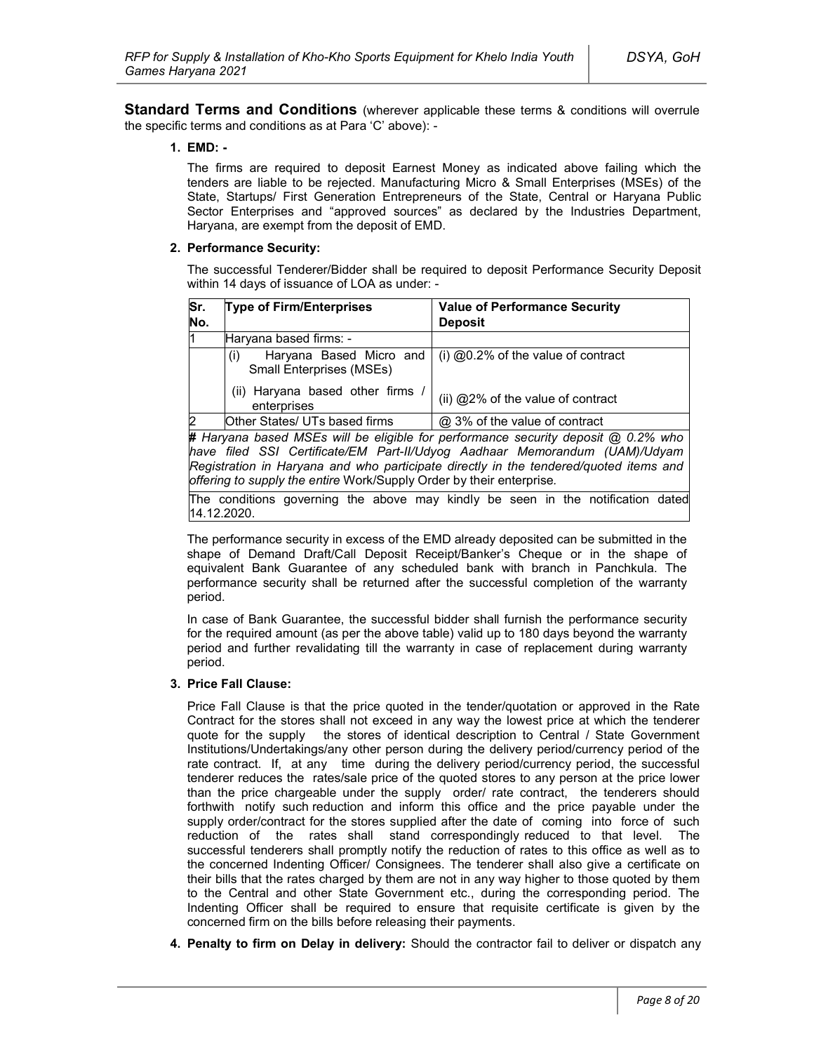**Standard Terms and Conditions** (wherever applicable these terms & conditions will overrule the specific terms and conditions as at Para 'C' above): -

**1. EMD: -**

The firms are required to deposit Earnest Money as indicated above failing which the tenders are liable to be rejected. Manufacturing Micro & Small Enterprises (MSEs) of the State, Startups/ First Generation Entrepreneurs of the State, Central or Haryana Public Sector Enterprises and "approved sources" as declared by the Industries Department, Haryana, are exempt from the deposit of EMD.

**2. Performance Security:**

The successful Tenderer/Bidder shall be required to deposit Performance Security Deposit within 14 days of issuance of LOA as under: -

| Sr. No. | Type of Firm/Enterprises | Value of Performance Security Deposit |
|---|---|---|
| 1 | Haryana based firms: - | |
| | (i) Haryana Based Micro and Small Enterprises (MSEs) | (i) @0.2% of the value of contract |
| | (ii) Haryana based other firms / enterprises | (ii) @2% of the value of contract |
| 2 | Other States/ UTs based firms | @ 3% of the value of contract |
| ***#*** *Haryana based MSEs will be eligible for performance security deposit @ 0.2% who have filed SSI Certificate/EM Part-II/Udyog Aadhaar Memorandum (UAM)/Udyam Registration in Haryana and who participate directly in the tendered/quoted items and offering to supply the entire* Work/Supply Order by their enterprise. | | |
| The conditions governing the above may kindly be seen in the notification dated 14.12.2020. | | |

The performance security in excess of the EMD already deposited can be submitted in the shape of Demand Draft/Call Deposit Receipt/Banker's Cheque or in the shape of equivalent Bank Guarantee of any scheduled bank with branch in Panchkula. The performance security shall be returned after the successful completion of the warranty period.

In case of Bank Guarantee, the successful bidder shall furnish the performance security for the required amount (as per the above table) valid up to 180 days beyond the warranty period and further revalidating till the warranty in case of replacement during warranty period.

**3. Price Fall Clause:**

Price Fall Clause is that the price quoted in the tender/quotation or approved in the Rate Contract for the stores shall not exceed in any way the lowest price at which the tenderer quote for the supply the stores of identical description to Central / State Government Institutions/Undertakings/any other person during the delivery period/currency period of the rate contract. If, at any time during the delivery period/currency period, the successful tenderer reduces the rates/sale price of the quoted stores to any person at the price lower than the price chargeable under the supply order/ rate contract, the tenderers should forthwith notify such reduction and inform this office and the price payable under the supply order/contract for the stores supplied after the date of coming into force of such reduction of the rates shall stand correspondingly reduced to that level. The successful tenderers shall promptly notify the reduction of rates to this office as well as to the concerned Indenting Officer/ Consignees. The tenderer shall also give a certificate on their bills that the rates charged by them are not in any way higher to those quoted by them to the Central and other State Government etc., during the corresponding period. The Indenting Officer shall be required to ensure that requisite certificate is given by the concerned firm on the bills before releasing their payments.

**4. Penalty to firm on Delay in delivery:** Should the contractor fail to deliver or dispatch any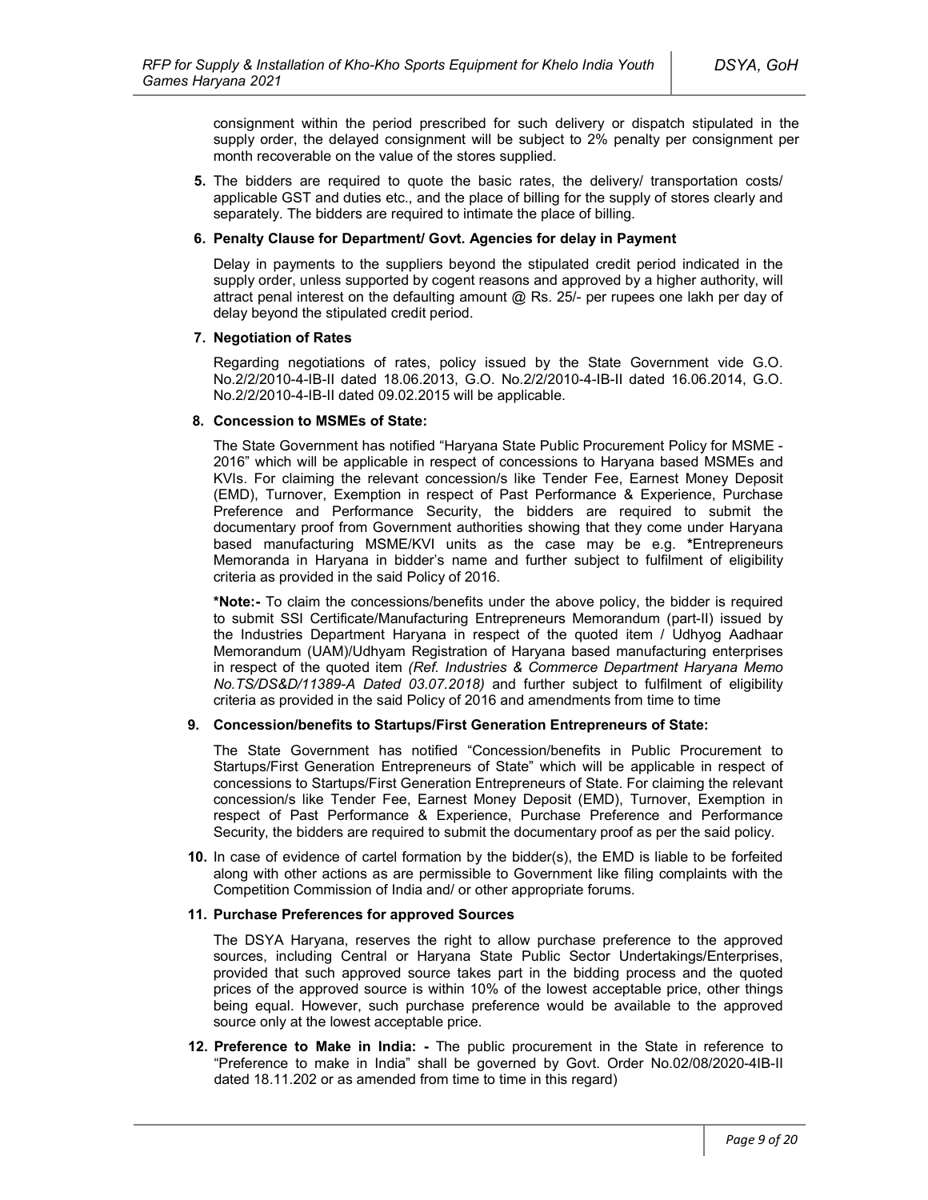consignment within the period prescribed for such delivery or dispatch stipulated in the supply order, the delayed consignment will be subject to 2% penalty per consignment per month recoverable on the value of the stores supplied.

**5.** The bidders are required to quote the basic rates, the delivery/ transportation costs/ applicable GST and duties etc., and the place of billing for the supply of stores clearly and separately. The bidders are required to intimate the place of billing.

**6. Penalty Clause for Department/ Govt. Agencies for delay in Payment**

Delay in payments to the suppliers beyond the stipulated credit period indicated in the supply order, unless supported by cogent reasons and approved by a higher authority, will attract penal interest on the defaulting amount @ Rs. 25/- per rupees one lakh per day of delay beyond the stipulated credit period.

**7. Negotiation of Rates**

Regarding negotiations of rates, policy issued by the State Government vide G.O. No.2/2/2010-4-IB-II dated 18.06.2013, G.O. No.2/2/2010-4-IB-II dated 16.06.2014, G.O. No.2/2/2010-4-IB-II dated 09.02.2015 will be applicable.

**8. Concession to MSMEs of State:**

The State Government has notified "Haryana State Public Procurement Policy for MSME - 2016" which will be applicable in respect of concessions to Haryana based MSMEs and KVIs. For claiming the relevant concession/s like Tender Fee, Earnest Money Deposit (EMD), Turnover, Exemption in respect of Past Performance & Experience, Purchase Preference and Performance Security, the bidders are required to submit the documentary proof from Government authorities showing that they come under Haryana based manufacturing MSME/KVI units as the case may be e.g. **\***Entrepreneurs Memoranda in Haryana in bidder's name and further subject to fulfilment of eligibility criteria as provided in the said Policy of 2016.

**\*Note:-** To claim the concessions/benefits under the above policy, the bidder is required to submit SSI Certificate/Manufacturing Entrepreneurs Memorandum (part-II) issued by the Industries Department Haryana in respect of the quoted item / Udhyog Aadhaar Memorandum (UAM)/Udhyam Registration of Haryana based manufacturing enterprises in respect of the quoted item *(Ref. Industries & Commerce Department Haryana Memo No.TS/DS&D/11389-A Dated 03.07.2018)* and further subject to fulfilment of eligibility criteria as provided in the said Policy of 2016 and amendments from time to time

**9. Concession/benefits to Startups/First Generation Entrepreneurs of State:**

The State Government has notified "Concession/benefits in Public Procurement to Startups/First Generation Entrepreneurs of State" which will be applicable in respect of concessions to Startups/First Generation Entrepreneurs of State. For claiming the relevant concession/s like Tender Fee, Earnest Money Deposit (EMD), Turnover, Exemption in respect of Past Performance & Experience, Purchase Preference and Performance Security, the bidders are required to submit the documentary proof as per the said policy.

**10.** In case of evidence of cartel formation by the bidder(s), the EMD is liable to be forfeited along with other actions as are permissible to Government like filing complaints with the Competition Commission of India and/ or other appropriate forums.

**11. Purchase Preferences for approved Sources**

The DSYA Haryana, reserves the right to allow purchase preference to the approved sources, including Central or Haryana State Public Sector Undertakings/Enterprises, provided that such approved source takes part in the bidding process and the quoted prices of the approved source is within 10% of the lowest acceptable price, other things being equal. However, such purchase preference would be available to the approved source only at the lowest acceptable price.

**12. Preference to Make in India: -** The public procurement in the State in reference to "Preference to make in India" shall be governed by Govt. Order No.02/08/2020-4IB-II dated 18.11.202 or as amended from time to time in this regard)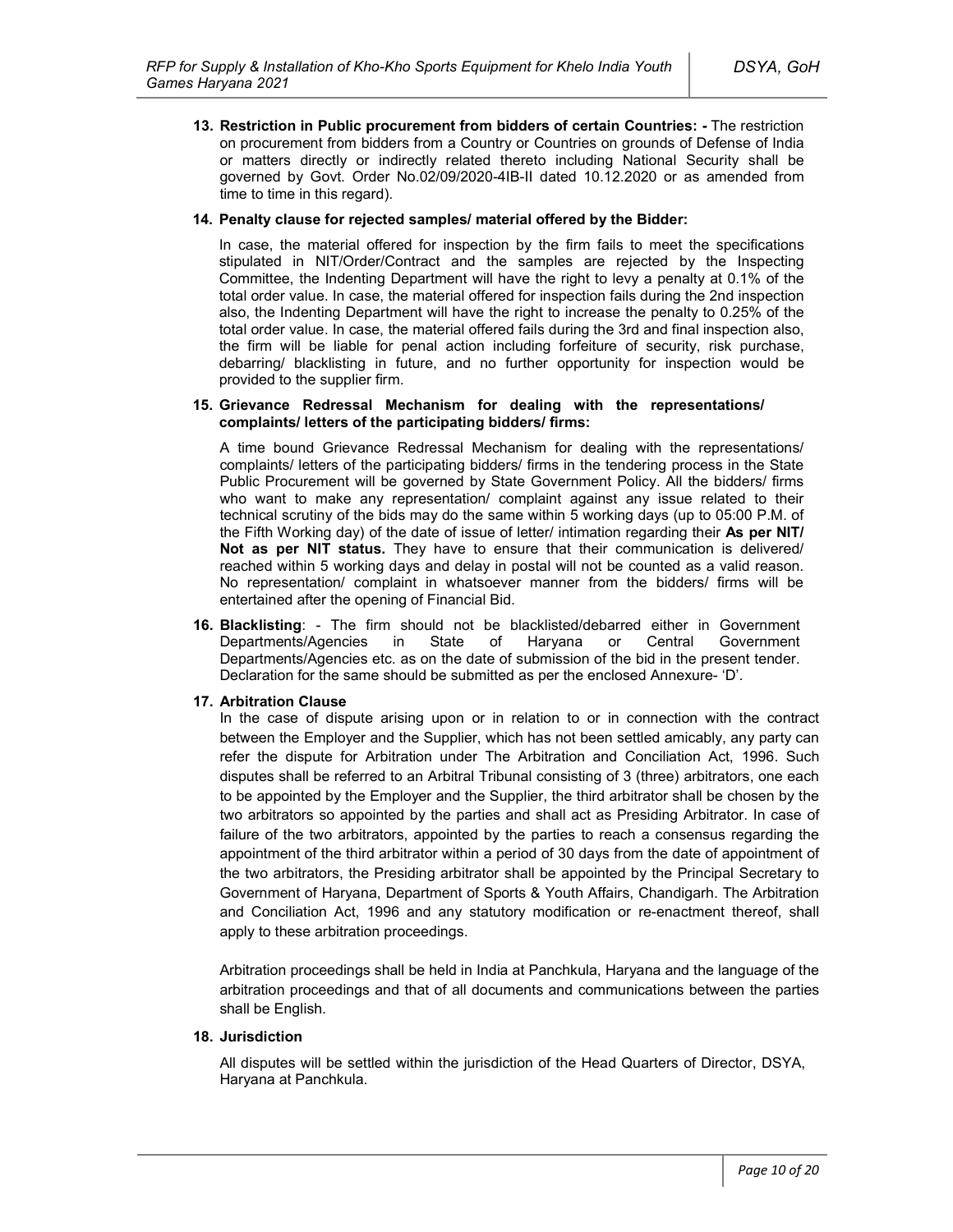13. **Restriction in Public procurement from bidders of certain Countries: -** The restriction on procurement from bidders from a Country or Countries on grounds of Defense of India or matters directly or indirectly related thereto including National Security shall be governed by Govt. Order No.02/09/2020-4IB-II dated 10.12.2020 or as amended from time to time in this regard).

14. **Penalty clause for rejected samples/ material offered by the Bidder:**

    In case, the material offered for inspection by the firm fails to meet the specifications stipulated in NIT/Order/Contract and the samples are rejected by the Inspecting Committee, the Indenting Department will have the right to levy a penalty at 0.1% of the total order value. In case, the material offered for inspection fails during the 2nd inspection also, the Indenting Department will have the right to increase the penalty to 0.25% of the total order value. In case, the material offered fails during the 3rd and final inspection also, the firm will be liable for penal action including forfeiture of security, risk purchase, debarring/ blacklisting in future, and no further opportunity for inspection would be provided to the supplier firm.

15. **Grievance Redressal Mechanism for dealing with the representations/ complaints/ letters of the participating bidders/ firms:**

    A time bound Grievance Redressal Mechanism for dealing with the representations/ complaints/ letters of the participating bidders/ firms in the tendering process in the State Public Procurement will be governed by State Government Policy. All the bidders/ firms who want to make any representation/ complaint against any issue related to their technical scrutiny of the bids may do the same within 5 working days (up to 05:00 P.M. of the Fifth Working day) of the date of issue of letter/ intimation regarding their **As per NIT/ Not as per NIT status.** They have to ensure that their communication is delivered/ reached within 5 working days and delay in postal will not be counted as a valid reason. No representation/ complaint in whatsoever manner from the bidders/ firms will be entertained after the opening of Financial Bid.

16. **Blacklisting**: - The firm should not be blacklisted/debarred either in Government Departments/Agencies in State of Haryana or Central Government Departments/Agencies etc. as on the date of submission of the bid in the present tender. Declaration for the same should be submitted as per the enclosed Annexure- 'D'.

17. **Arbitration Clause**

    In the case of dispute arising upon or in relation to or in connection with the contract between the Employer and the Supplier, which has not been settled amicably, any party can refer the dispute for Arbitration under The Arbitration and Conciliation Act, 1996. Such disputes shall be referred to an Arbitral Tribunal consisting of 3 (three) arbitrators, one each to be appointed by the Employer and the Supplier, the third arbitrator shall be chosen by the two arbitrators so appointed by the parties and shall act as Presiding Arbitrator. In case of failure of the two arbitrators, appointed by the parties to reach a consensus regarding the appointment of the third arbitrator within a period of 30 days from the date of appointment of the two arbitrators, the Presiding arbitrator shall be appointed by the Principal Secretary to Government of Haryana, Department of Sports & Youth Affairs, Chandigarh. The Arbitration and Conciliation Act, 1996 and any statutory modification or re-enactment thereof, shall apply to these arbitration proceedings.

    Arbitration proceedings shall be held in India at Panchkula, Haryana and the language of the arbitration proceedings and that of all documents and communications between the parties shall be English.

18. **Jurisdiction**

    All disputes will be settled within the jurisdiction of the Head Quarters of Director, DSYA, Haryana at Panchkula.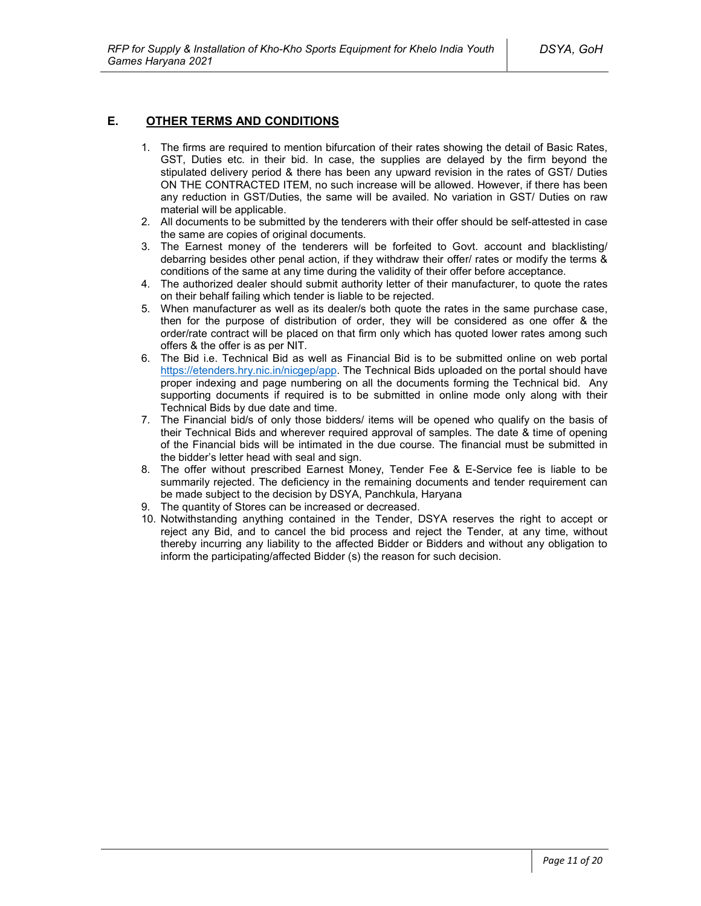## E. OTHER TERMS AND CONDITIONS

1. The firms are required to mention bifurcation of their rates showing the detail of Basic Rates, GST, Duties etc. in their bid. In case, the supplies are delayed by the firm beyond the stipulated delivery period & there has been any upward revision in the rates of GST/ Duties ON THE CONTRACTED ITEM, no such increase will be allowed. However, if there has been any reduction in GST/Duties, the same will be availed. No variation in GST/ Duties on raw material will be applicable.
2. All documents to be submitted by the tenderers with their offer should be self-attested in case the same are copies of original documents.
3. The Earnest money of the tenderers will be forfeited to Govt. account and blacklisting/ debarring besides other penal action, if they withdraw their offer/ rates or modify the terms & conditions of the same at any time during the validity of their offer before acceptance.
4. The authorized dealer should submit authority letter of their manufacturer, to quote the rates on their behalf failing which tender is liable to be rejected.
5. When manufacturer as well as its dealer/s both quote the rates in the same purchase case, then for the purpose of distribution of order, they will be considered as one offer & the order/rate contract will be placed on that firm only which has quoted lower rates among such offers & the offer is as per NIT.
6. The Bid i.e. Technical Bid as well as Financial Bid is to be submitted online on web portal https://etenders.hry.nic.in/nicgep/app. The Technical Bids uploaded on the portal should have proper indexing and page numbering on all the documents forming the Technical bid. Any supporting documents if required is to be submitted in online mode only along with their Technical Bids by due date and time.
7. The Financial bid/s of only those bidders/ items will be opened who qualify on the basis of their Technical Bids and wherever required approval of samples. The date & time of opening of the Financial bids will be intimated in the due course. The financial must be submitted in the bidder's letter head with seal and sign.
8. The offer without prescribed Earnest Money, Tender Fee & E-Service fee is liable to be summarily rejected. The deficiency in the remaining documents and tender requirement can be made subject to the decision by DSYA, Panchkula, Haryana
9. The quantity of Stores can be increased or decreased.
10. Notwithstanding anything contained in the Tender, DSYA reserves the right to accept or reject any Bid, and to cancel the bid process and reject the Tender, at any time, without thereby incurring any liability to the affected Bidder or Bidders and without any obligation to inform the participating/affected Bidder (s) the reason for such decision.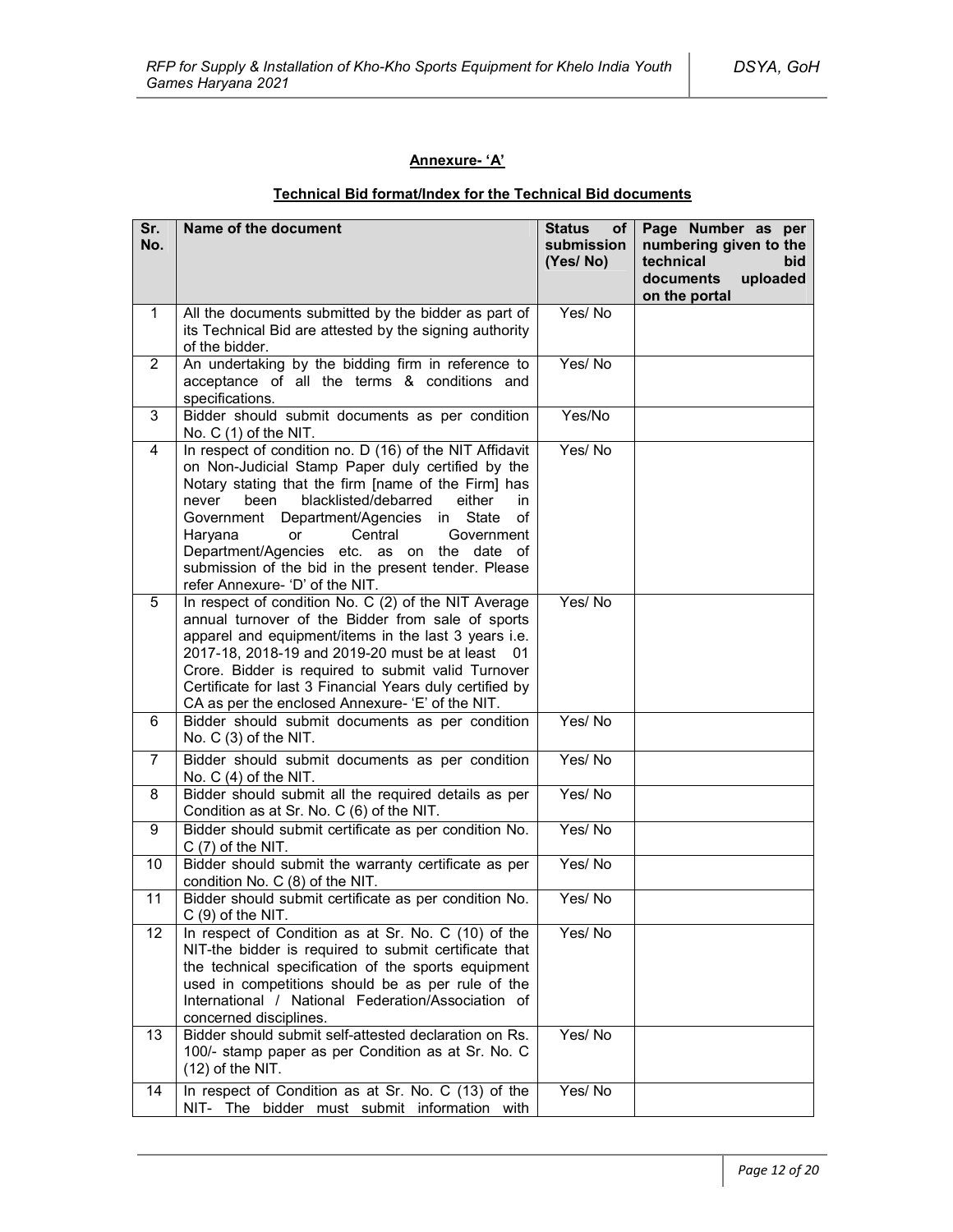**Annexure- 'A'**

**Technical Bid format/Index for the Technical Bid documents**

| Sr. No. | Name of the document | Status of submission (Yes/ No) | Page Number as per numbering given to the technical bid documents uploaded on the portal |
|---|---|---|---|
| 1 | All the documents submitted by the bidder as part of its Technical Bid are attested by the signing authority of the bidder. | Yes/ No | |
| 2 | An undertaking by the bidding firm in reference to acceptance of all the terms & conditions and specifications. | Yes/ No | |
| 3 | Bidder should submit documents as per condition No. C (1) of the NIT. | Yes/No | |
| 4 | In respect of condition no. D (16) of the NIT Affidavit on Non-Judicial Stamp Paper duly certified by the Notary stating that the firm [name of the Firm] has never been blacklisted/debarred either in Government Department/Agencies in State of Haryana or Central Government Department/Agencies etc. as on the date of submission of the bid in the present tender. Please refer Annexure- 'D' of the NIT. | Yes/ No | |
| 5 | In respect of condition No. C (2) of the NIT Average annual turnover of the Bidder from sale of sports apparel and equipment/items in the last 3 years i.e. 2017-18, 2018-19 and 2019-20 must be at least 01 Crore. Bidder is required to submit valid Turnover Certificate for last 3 Financial Years duly certified by CA as per the enclosed Annexure- 'E' of the NIT. | Yes/ No | |
| 6 | Bidder should submit documents as per condition No. C (3) of the NIT. | Yes/ No | |
| 7 | Bidder should submit documents as per condition No. C (4) of the NIT. | Yes/ No | |
| 8 | Bidder should submit all the required details as per Condition as at Sr. No. C (6) of the NIT. | Yes/ No | |
| 9 | Bidder should submit certificate as per condition No. C (7) of the NIT. | Yes/ No | |
| 10 | Bidder should submit the warranty certificate as per condition No. C (8) of the NIT. | Yes/ No | |
| 11 | Bidder should submit certificate as per condition No. C (9) of the NIT. | Yes/ No | |
| 12 | In respect of Condition as at Sr. No. C (10) of the NIT-the bidder is required to submit certificate that the technical specification of the sports equipment used in competitions should be as per rule of the International / National Federation/Association of concerned disciplines. | Yes/ No | |
| 13 | Bidder should submit self-attested declaration on Rs. 100/- stamp paper as per Condition as at Sr. No. C (12) of the NIT. | Yes/ No | |
| 14 | In respect of Condition as at Sr. No. C (13) of the NIT- The bidder must submit information with | Yes/ No | |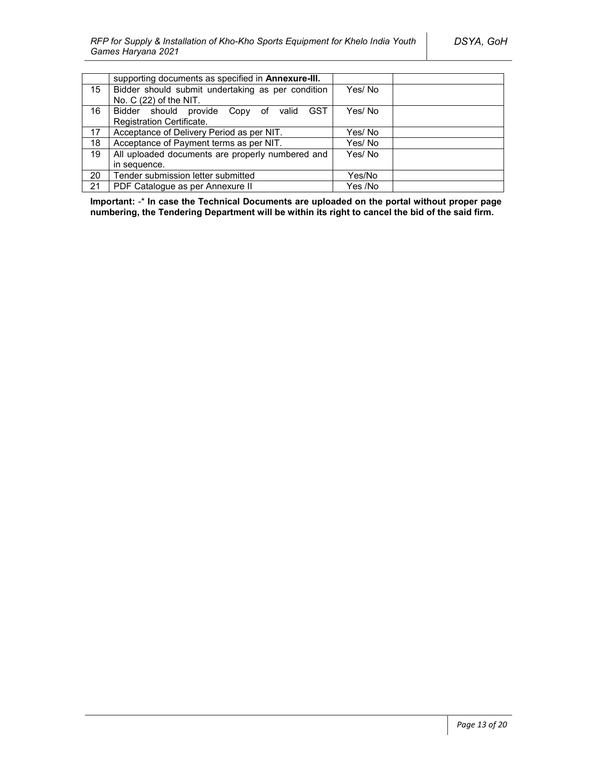|  | supporting documents as specified in **Annexure-III.** |  |  |
|---|---|---|---|
| 15 | Bidder should submit undertaking as per condition No. C (22) of the NIT. | Yes/ No |  |
| 16 | Bidder should provide Copy of valid GST Registration Certificate. | Yes/ No |  |
| 17 | Acceptance of Delivery Period as per NIT. | Yes/ No |  |
| 18 | Acceptance of Payment terms as per NIT. | Yes/ No |  |
| 19 | All uploaded documents are properly numbered and in sequence. | Yes/ No |  |
| 20 | Tender submission letter submitted | Yes/No |  |
| 21 | PDF Catalogue as per Annexure II | Yes /No |  |

**Important:** -* **In case the Technical Documents are uploaded on the portal without proper page numbering, the Tendering Department will be within its right to cancel the bid of the said firm.**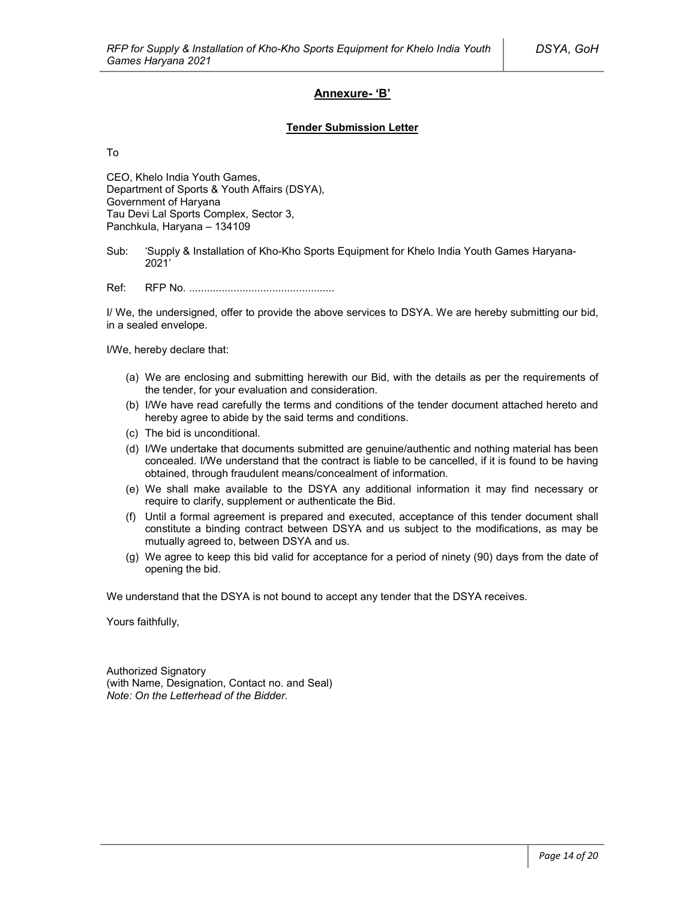## Annexure- 'B'

### Tender Submission Letter

To

CEO, Khelo India Youth Games,
Department of Sports & Youth Affairs (DSYA),
Government of Haryana
Tau Devi Lal Sports Complex, Sector 3,
Panchkula, Haryana – 134109

Sub: 'Supply & Installation of Kho-Kho Sports Equipment for Khelo India Youth Games Haryana-2021'

Ref: RFP No. ................................................

I/ We, the undersigned, offer to provide the above services to DSYA. We are hereby submitting our bid, in a sealed envelope.

I/We, hereby declare that:

(a) We are enclosing and submitting herewith our Bid, with the details as per the requirements of the tender, for your evaluation and consideration.
(b) I/We have read carefully the terms and conditions of the tender document attached hereto and hereby agree to abide by the said terms and conditions.
(c) The bid is unconditional.
(d) I/We undertake that documents submitted are genuine/authentic and nothing material has been concealed. I/We understand that the contract is liable to be cancelled, if it is found to be having obtained, through fraudulent means/concealment of information.
(e) We shall make available to the DSYA any additional information it may find necessary or require to clarify, supplement or authenticate the Bid.
(f) Until a formal agreement is prepared and executed, acceptance of this tender document shall constitute a binding contract between DSYA and us subject to the modifications, as may be mutually agreed to, between DSYA and us.
(g) We agree to keep this bid valid for acceptance for a period of ninety (90) days from the date of opening the bid.

We understand that the DSYA is not bound to accept any tender that the DSYA receives.

Yours faithfully,

Authorized Signatory
(with Name, Designation, Contact no. and Seal)
*Note: On the Letterhead of the Bidder.*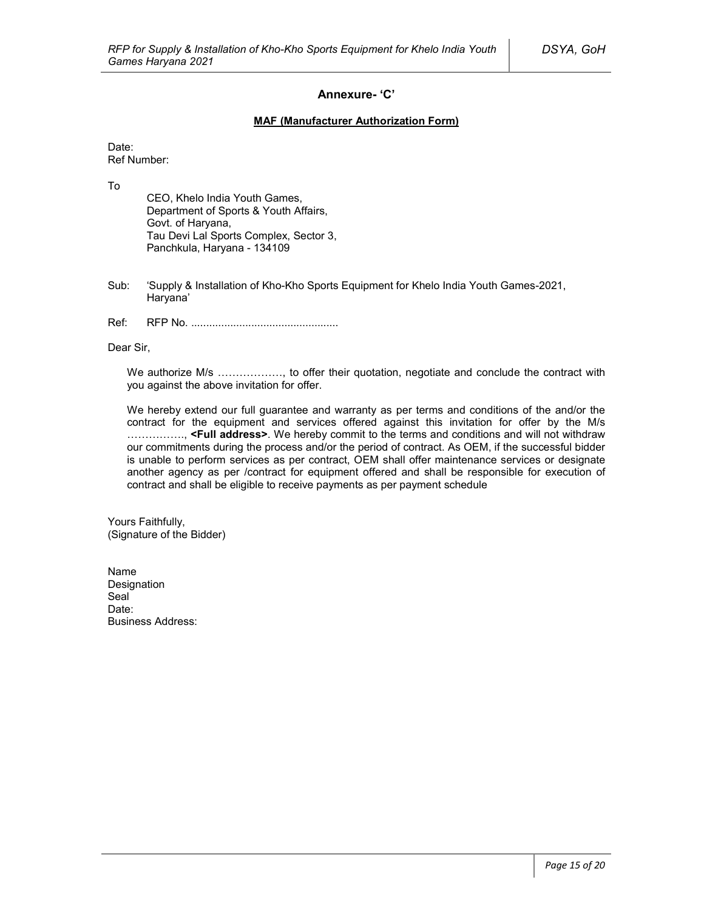## Annexure- 'C'

**MAF (Manufacturer Authorization Form)**

Date:
Ref Number:

To

CEO, Khelo India Youth Games,
Department of Sports & Youth Affairs,
Govt. of Haryana,
Tau Devi Lal Sports Complex, Sector 3,
Panchkula, Haryana - 134109

Sub: 'Supply & Installation of Kho-Kho Sports Equipment for Khelo India Youth Games-2021, Haryana'

Ref: RFP No. ................................................

Dear Sir,

We authorize M/s ………………, to offer their quotation, negotiate and conclude the contract with you against the above invitation for offer.

We hereby extend our full guarantee and warranty as per terms and conditions of the and/or the contract for the equipment and services offered against this invitation for offer by the M/s ……………., **<Full address>**. We hereby commit to the terms and conditions and will not withdraw our commitments during the process and/or the period of contract. As OEM, if the successful bidder is unable to perform services as per contract, OEM shall offer maintenance services or designate another agency as per /contract for equipment offered and shall be responsible for execution of contract and shall be eligible to receive payments as per payment schedule

Yours Faithfully,
(Signature of the Bidder)

Name
Designation
Seal
Date:
Business Address: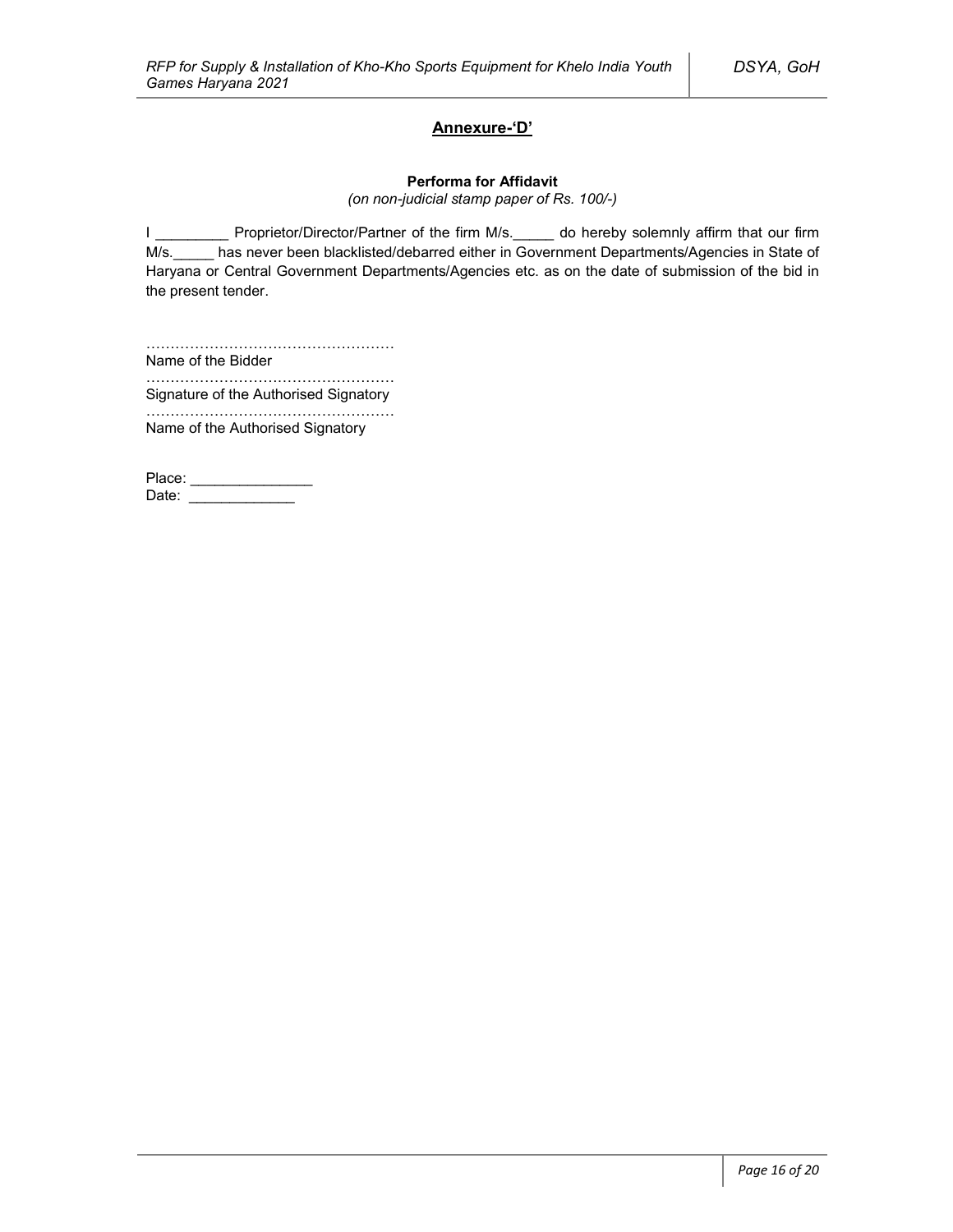## Annexure-'D'

**Performa for Affidavit**

*(on non-judicial stamp paper of Rs. 100/-)*

I _________ Proprietor/Director/Partner of the firm M/s._____ do hereby solemnly affirm that our firm M/s._____ has never been blacklisted/debarred either in Government Departments/Agencies in State of Haryana or Central Government Departments/Agencies etc. as on the date of submission of the bid in the present tender.

……………………………………………
Name of the Bidder

……………………………………………
Signature of the Authorised Signatory

……………………………………………
Name of the Authorised Signatory

Place: _______________
Date: _____________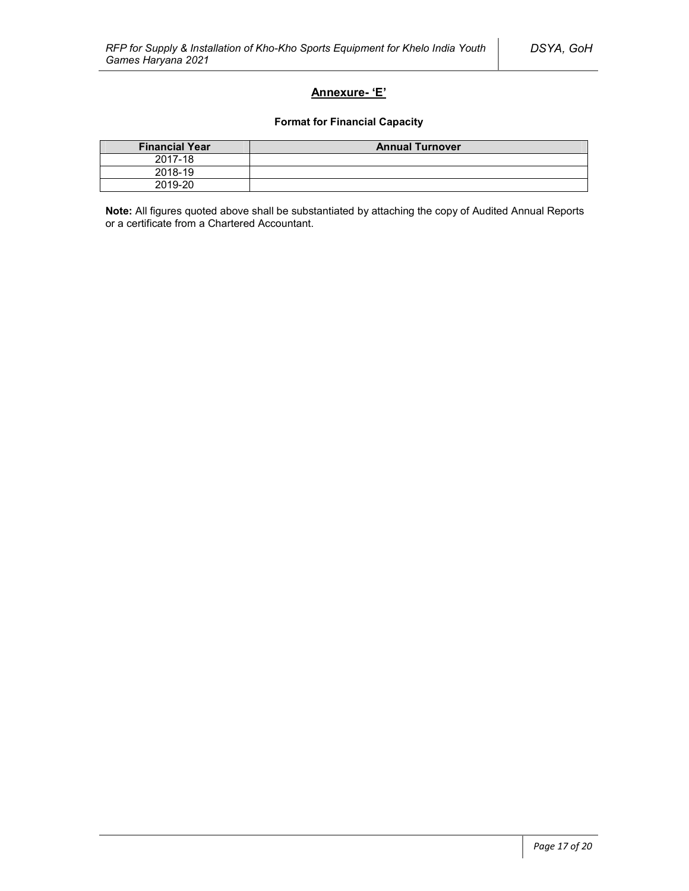## Annexure- 'E'

**Format for Financial Capacity**

| Financial Year | Annual Turnover |
|---|---|
| 2017-18 | |
| 2018-19 | |
| 2019-20 | |

**Note:** All figures quoted above shall be substantiated by attaching the copy of Audited Annual Reports or a certificate from a Chartered Accountant.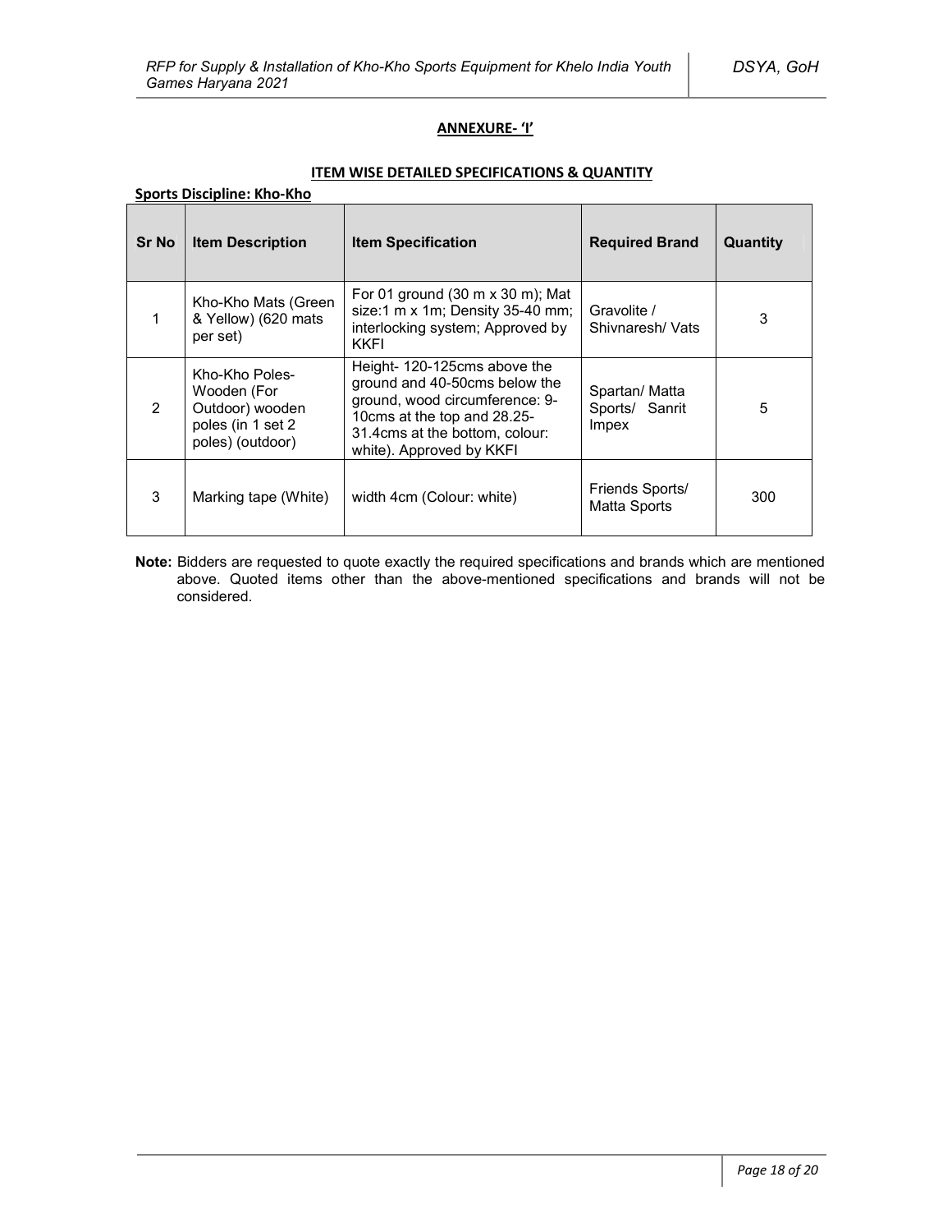## ANNEXURE- 'I'

### ITEM WISE DETAILED SPECIFICATIONS & QUANTITY

**Sports Discipline: Kho-Kho**

| Sr No | Item Description | Item Specification | Required Brand | Quantity |
|---|---|---|---|---|
| 1 | Kho-Kho Mats (Green & Yellow) (620 mats per set) | For 01 ground (30 m x 30 m); Mat size:1 m x 1m; Density 35-40 mm; interlocking system; Approved by KKFI | Gravolite / Shivnaresh/ Vats | 3 |
| 2 | Kho-Kho Poles-Wooden (For Outdoor) wooden poles (in 1 set 2 poles) (outdoor) | Height- 120-125cms above the ground and 40-50cms below the ground, wood circumference: 9-10cms at the top and 28.25-31.4cms at the bottom, colour: white). Approved by KKFI | Spartan/ Matta Sports/ Sanrit Impex | 5 |
| 3 | Marking tape (White) | width 4cm (Colour: white) | Friends Sports/ Matta Sports | 300 |

**Note:** Bidders are requested to quote exactly the required specifications and brands which are mentioned above. Quoted items other than the above-mentioned specifications and brands will not be considered.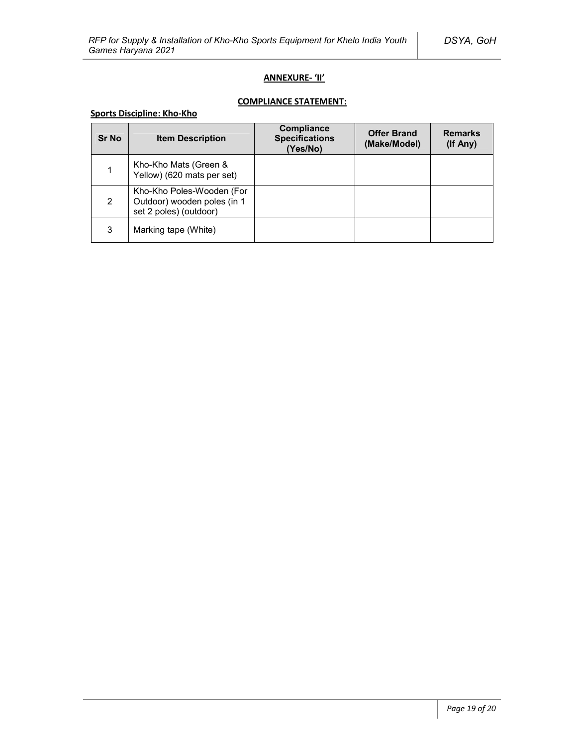## ANNEXURE- 'II'

### COMPLIANCE STATEMENT:

**Sports Discipline: Kho-Kho**

| Sr No | Item Description | Compliance Specifications (Yes/No) | Offer Brand (Make/Model) | Remarks (If Any) |
|---|---|---|---|---|
| 1 | Kho-Kho Mats (Green & Yellow) (620 mats per set) | | | |
| 2 | Kho-Kho Poles-Wooden (For Outdoor) wooden poles (in 1 set 2 poles) (outdoor) | | | |
| 3 | Marking tape (White) | | | |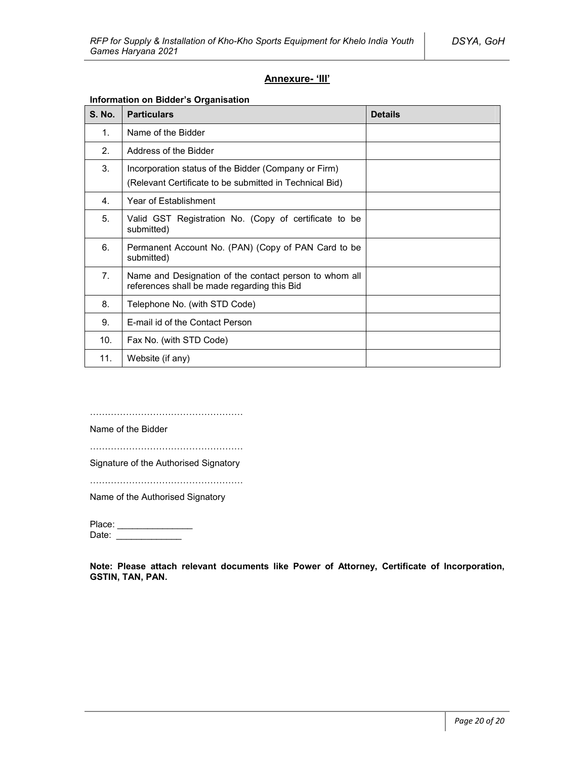## Annexure- 'III'

**Information on Bidder's Organisation**

| S. No. | Particulars | Details |
|---|---|---|
| 1. | Name of the Bidder | |
| 2. | Address of the Bidder | |
| 3. | Incorporation status of the Bidder (Company or Firm)<br>(Relevant Certificate to be submitted in Technical Bid) | |
| 4. | Year of Establishment | |
| 5. | Valid GST Registration No. (Copy of certificate to be submitted) | |
| 6. | Permanent Account No. (PAN) (Copy of PAN Card to be submitted) | |
| 7. | Name and Designation of the contact person to whom all references shall be made regarding this Bid | |
| 8. | Telephone No. (with STD Code) | |
| 9. | E-mail id of the Contact Person | |
| 10. | Fax No. (with STD Code) | |
| 11. | Website (if any) | |

……………………………………………

Name of the Bidder

……………………………………………

Signature of the Authorised Signatory

……………………………………………

Name of the Authorised Signatory

Place: _______________
Date: _____________

**Note: Please attach relevant documents like Power of Attorney, Certificate of Incorporation, GSTIN, TAN, PAN.**